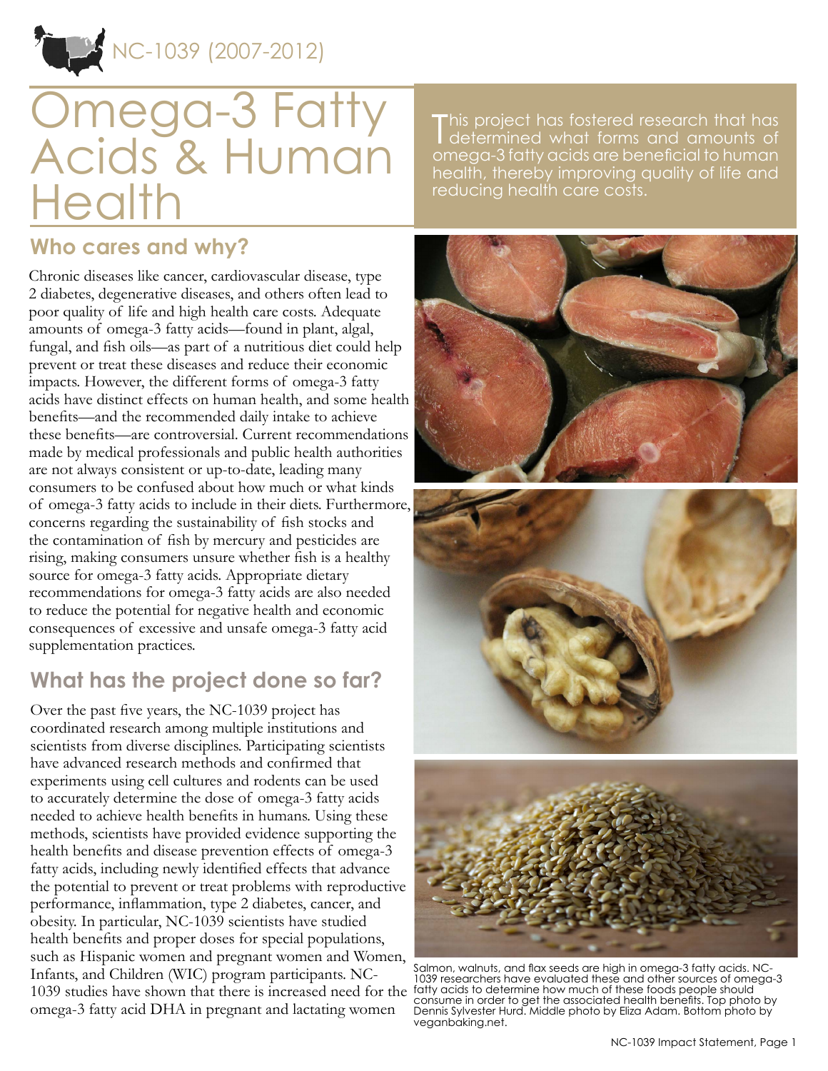NC-1039 (2007-2012)

# Omega-3 Fatty Acids & Human Health

This project has fostered research that has determined what forms and amounts of omega-3 fatty acids are beneficial to human health, thereby improving quality of life and reducing health care costs.

## Who cares and why?

Chronic diseases like cancer, cardiovascular disease, type 2 diabetes, degenerative diseases, and others often lead to poor quality of life and high health care costs. Adequate amounts of omega-3 fatty acids—found in plant, algal, fungal, and fish oils—as part of a nutritious diet could help prevent or treat these diseases and reduce their economic impacts. However, the different forms of omega-3 fatty acids have distinct effects on human health, and some health benefits—and the recommended daily intake to achieve these benefits—are controversial. Current recommendations made by medical professionals and public health authorities are not always consistent or up-to-date, leading many consumers to be confused about how much or what kinds of omega-3 fatty acids to include in their diets. Furthermore, concerns regarding the sustainability of fish stocks and the contamination of fish by mercury and pesticides are rising, making consumers unsure whether fish is a healthy source for omega-3 fatty acids. Appropriate dietary recommendations for omega-3 fatty acids are also needed to reduce the potential for negative health and economic consequences of excessive and unsafe omega-3 fatty acid supplementation practices.

## What has the project done so far?

Over the past five years, the NC-1039 project has coordinated research among multiple institutions and scientists from diverse disciplines. Participating scientists have advanced research methods and confirmed that experiments using cell cultures and rodents can be used to accurately determine the dose of omega-3 fatty acids needed to achieve health benefits in humans. Using these methods, scientists have provided evidence supporting the health benefits and disease prevention effects of omega-3 fatty acids, including newly identified effects that advance the potential to prevent or treat problems with reproductive performance, inflammation, type 2 diabetes, cancer, and obesity. In particular, NC-1039 scientists have studied health benefits and proper doses for special populations, such as Hispanic women and pregnant women and Women, Infants, and Children (WIC) program participants. NC-1039 studies have shown that there is increased need for the omega-3 fatty acid DHA in pregnant and lactating women

Salmon, walnuts, and flax seeds are high in omega-3 fatty acids. NC-1039 researchers have evaluated these and other sources of omega-3 fatty acids to determine how much of these foods people should consume in order to get the associated health benefits. Top photo by Dennis Sylvester Hurd. Middle photo by Eliza Adam. Bottom photo by veganbaking.net.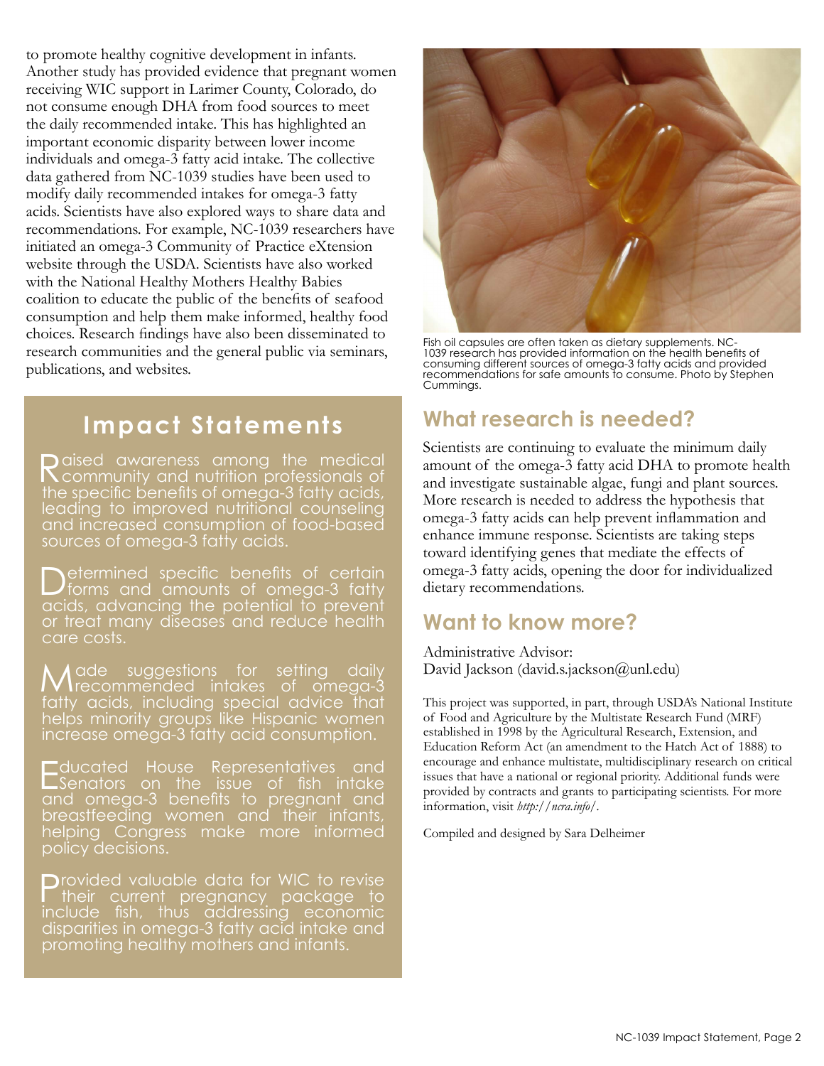to promote healthy cognitive development in infants. Another study has provided evidence that pregnant women receiving WIC support in Larimer County, Colorado, do not consume enough DHA from food sources to meet the daily recommended intake. This has highlighted an important economic disparity between lower income individuals and omega-3 fatty acid intake. The collective data gathered from NC-1039 studies have been used to modify daily recommended intakes for omega-3 fatty acids. Scientists have also explored ways to share data and recommendations. For example, NC-1039 researchers have initiated an omega-3 Community of Practice eXtension website through the USDA. Scientists have also worked with the National Healthy Mothers Healthy Babies coalition to educate the public of the benefits of seafood consumption and help them make informed, healthy food choices. Research findings have also been disseminated to research communities and the general public via seminars, publications, and websites.

## Impact Statements

Raised awareness among the medical community and nutrition professionals of the specific benefits of omega-3 fatty acids, leading to improved nutritional counseling and increased consumption of food-based sources of omega-3 fatty acids.

Determined specific benefits of certain forms and amounts of omega-3 fatty acids, advancing the potential to prevent or treat many diseases and reduce health care costs.

Made suggestions for setting daily recommended intakes of omega-3 fatty acids, including special advice that helps minority groups like Hispanic women increase omega-3 fatty acid consumption.

Educated House Representatives and Senators on the issue of fish intake and omega-3 benefits to pregnant and breastfeeding women and their infants, helping Congress make more informed policy decisions.

Provided valuable data for WIC to revise their current pregnancy package to include fish, thus addressing economic disparities in omega-3 fatty acid intake and promoting healthy mothers and infants.

Fish oil capsules are often taken as dietary supplements. NC-1039 research has provided information on the health benefits of consuming different sources of omega-3 fatty acids and provided recommendations for safe amounts to consume. Photo by Stephen Cummings.

## What research is needed?

Scientists are continuing to evaluate the minimum daily amount of the omega-3 fatty acid DHA to promote health and investigate sustainable algae, fungi and plant sources. More research is needed to address the hypothesis that omega-3 fatty acids can help prevent inflammation and enhance immune response. Scientists are taking steps toward identifying genes that mediate the effects of omega-3 fatty acids, opening the door for individualized dietary recommendations.

## Want to know more?

Administrative Advisor:
David Jackson (david.s.jackson@unl.edu)

This project was supported, in part, through USDA's National Institute of Food and Agriculture by the Multistate Research Fund (MRF) established in 1998 by the Agricultural Research, Extension, and Education Reform Act (an amendment to the Hatch Act of 1888) to encourage and enhance multistate, multidisciplinary research on critical issues that have a national or regional priority. Additional funds were provided by contracts and grants to participating scientists. For more information, visit *http://ncra.info/*.

Compiled and designed by Sara Delheimer